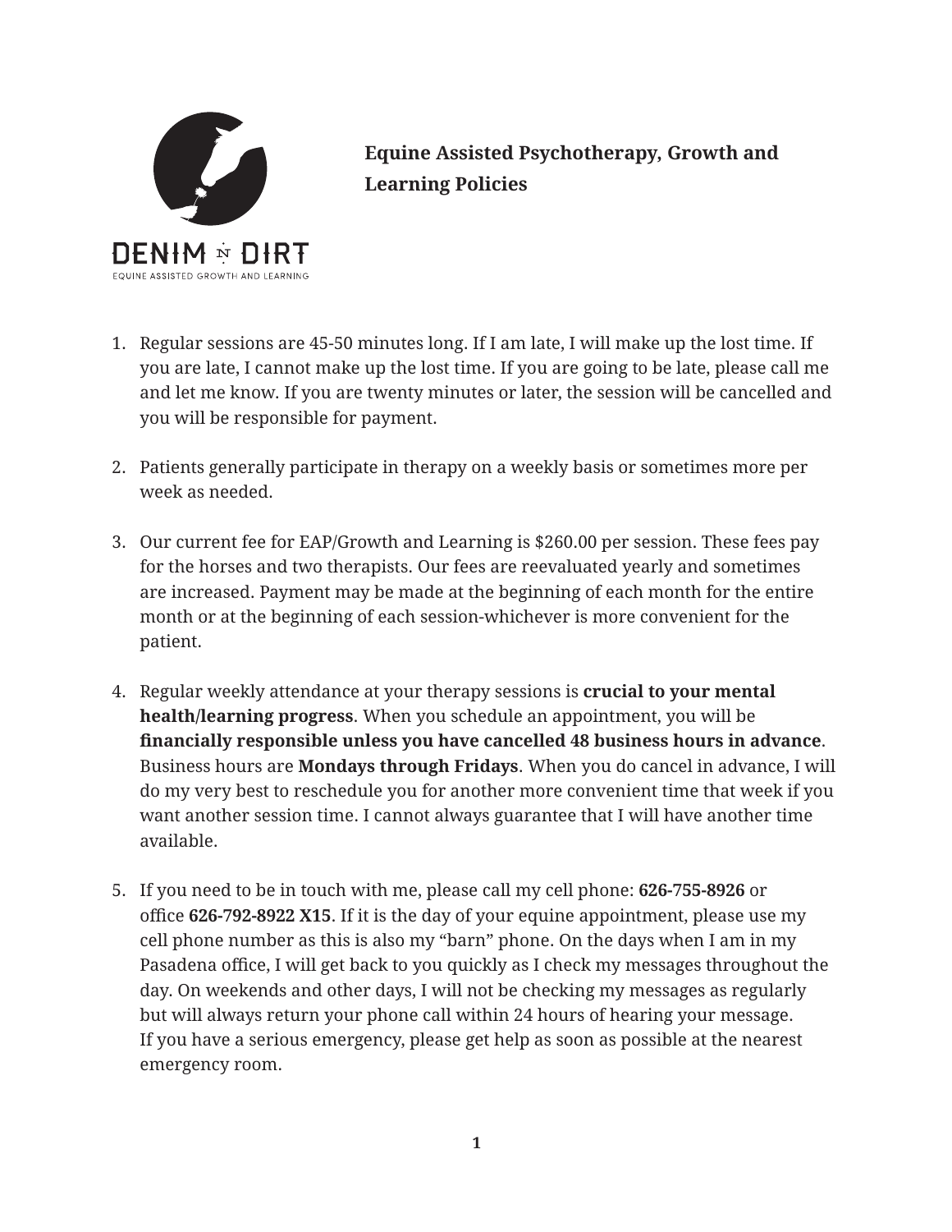DENIM N DIRT

EQUINE ASSISTED GROWTH AND LEARNING

# Equine Assisted Psychotherapy, Growth and Learning Policies

1. Regular sessions are 45-50 minutes long. If I am late, I will make up the lost time. If you are late, I cannot make up the lost time. If you are going to be late, please call me and let me know. If you are twenty minutes or later, the session will be cancelled and you will be responsible for payment.

2. Patients generally participate in therapy on a weekly basis or sometimes more per week as needed.

3. Our current fee for EAP/Growth and Learning is $260.00 per session. These fees pay for the horses and two therapists. Our fees are reevaluated yearly and sometimes are increased. Payment may be made at the beginning of each month for the entire month or at the beginning of each session-whichever is more convenient for the patient.

4. Regular weekly attendance at your therapy sessions is **crucial to your mental health/learning progress**. When you schedule an appointment, you will be **financially responsible unless you have cancelled 48 business hours in advance**. Business hours are **Mondays through Fridays**. When you do cancel in advance, I will do my very best to reschedule you for another more convenient time that week if you want another session time. I cannot always guarantee that I will have another time available.

5. If you need to be in touch with me, please call my cell phone: **626-755-8926** or office **626-792-8922 X15**. If it is the day of your equine appointment, please use my cell phone number as this is also my "barn" phone. On the days when I am in my Pasadena office, I will get back to you quickly as I check my messages throughout the day. On weekends and other days, I will not be checking my messages as regularly but will always return your phone call within 24 hours of hearing your message. If you have a serious emergency, please get help as soon as possible at the nearest emergency room.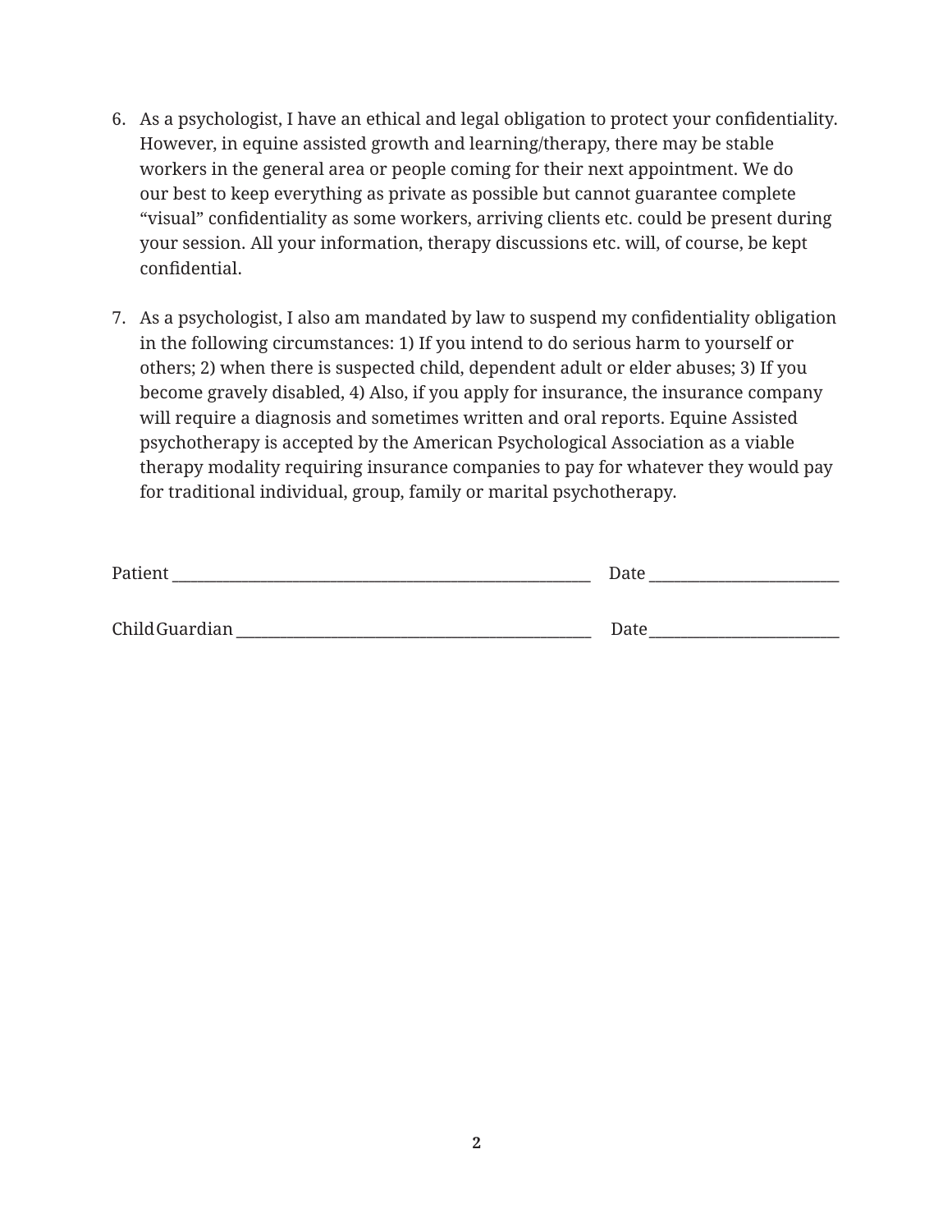6. As a psychologist, I have an ethical and legal obligation to protect your confidentiality. However, in equine assisted growth and learning/therapy, there may be stable workers in the general area or people coming for their next appointment. We do our best to keep everything as private as possible but cannot guarantee complete "visual" confidentiality as some workers, arriving clients etc. could be present during your session. All your information, therapy discussions etc. will, of course, be kept confidential.

7. As a psychologist, I also am mandated by law to suspend my confidentiality obligation in the following circumstances: 1) If you intend to do serious harm to yourself or others; 2) when there is suspected child, dependent adult or elder abuses; 3) If you become gravely disabled, 4) Also, if you apply for insurance, the insurance company will require a diagnosis and sometimes written and oral reports. Equine Assisted psychotherapy is accepted by the American Psychological Association as a viable therapy modality requiring insurance companies to pay for whatever they would pay for traditional individual, group, family or marital psychotherapy.

Patient ________________________________________________ Date ______________________

Child Guardian ___________________________________________ Date ______________________